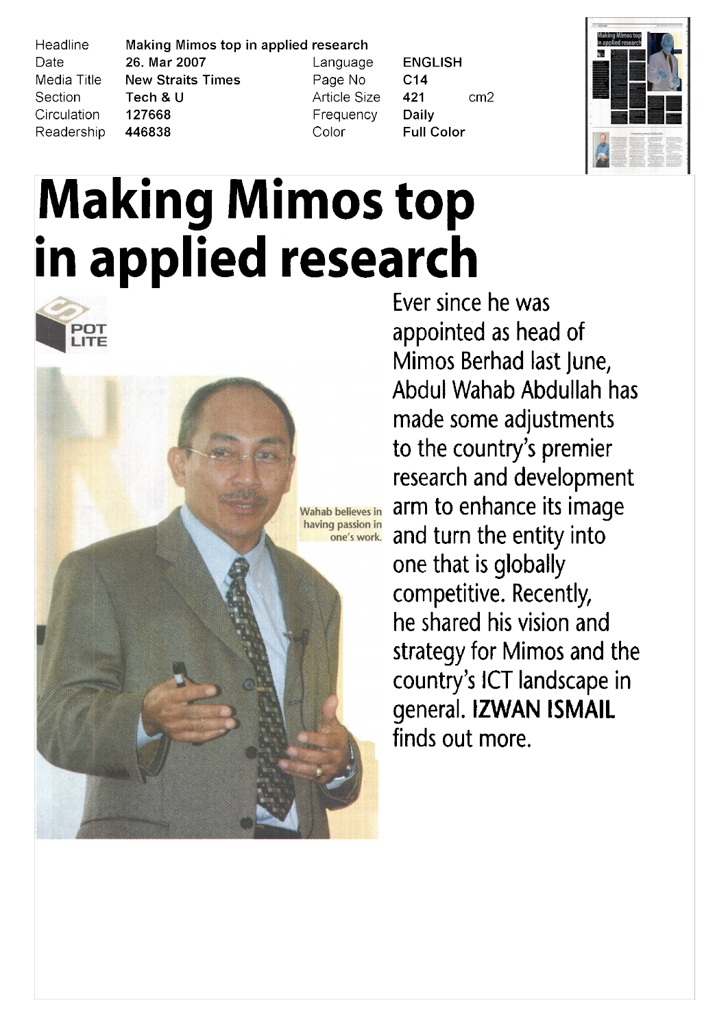| Headline | Making Mimos top in applied research | | |
| --- | --- | --- | --- |
| Date | 26. Mar 2007 | Language | ENGLISH |
| Media Title | New Straits Times | Page No | C14 |
| Section | Tech & U | Article Size | 421 cm2 |
| Circulation | 127668 | Frequency | Daily |
| Readership | 446838 | Color | Full Color |

# Making Mimos top in applied research

SPOT LITE

Wahab believes in having passion in one's work.

Ever since he was appointed as head of Mimos Berhad last June, Abdul Wahab Abdullah has made some adjustments to the country's premier research and development arm to enhance its image and turn the entity into one that is globally competitive. Recently, he shared his vision and strategy for Mimos and the country's ICT landscape in general. **IZWAN ISMAIL** finds out more.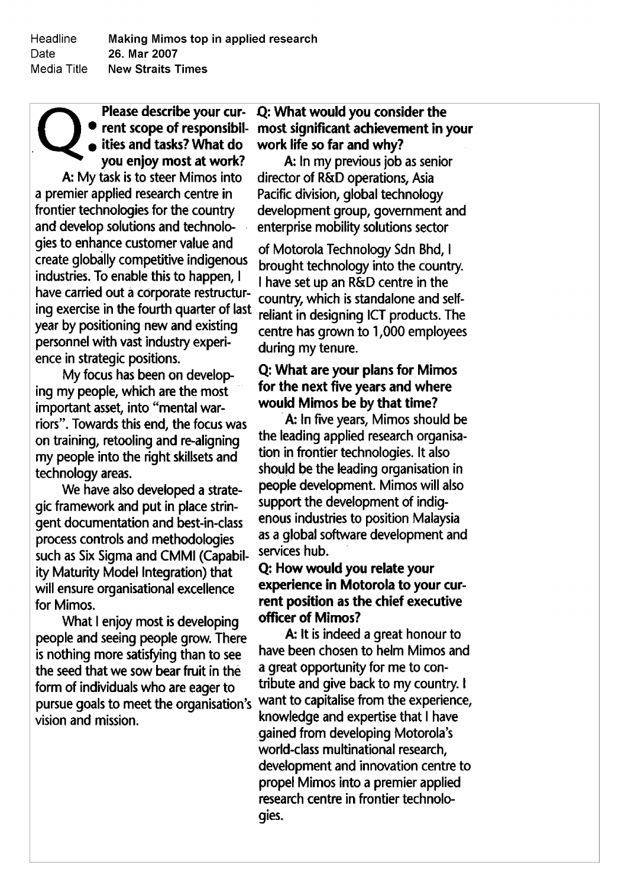Headline Making Mimos top in applied research
Date 26. Mar 2007
Media Title New Straits Times

**Q: Please describe your current scope of responsibilities and tasks? What do you enjoy most at work?**

A: My task is to steer Mimos into a premier applied research centre in frontier technologies for the country and develop solutions and technologies to enhance customer value and create globally competitive indigenous industries. To enable this to happen, I have carried out a corporate restructuring exercise in the fourth quarter of last year by positioning new and existing personnel with vast industry experience in strategic positions.

My focus has been on developing my people, which are the most important asset, into "mental warriors". Towards this end, the focus was on training, retooling and re-aligning my people into the right skillsets and technology areas.

We have also developed a strategic framework and put in place stringent documentation and best-in-class process controls and methodologies such as Six Sigma and CMMI (Capability Maturity Model Integration) that will ensure organisational excellence for Mimos.

What I enjoy most is developing people and seeing people grow. There is nothing more satisfying than to see the seed that we sow bear fruit in the form of individuals who are eager to pursue goals to meet the organisation's vision and mission.

**Q: What would you consider the most significant achievement in your work life so far and why?**

A: In my previous job as senior director of R&D operations, Asia Pacific division, global technology development group, government and enterprise mobility solutions sector of Motorola Technology Sdn Bhd, I brought technology into the country. I have set up an R&D centre in the country, which is standalone and self-reliant in designing ICT products. The centre has grown to 1,000 employees during my tenure.

**Q: What are your plans for Mimos for the next five years and where would Mimos be by that time?**

A: In five years, Mimos should be the leading applied research organisation in frontier technologies. It also should be the leading organisation in people development. Mimos will also support the development of indigenous industries to position Malaysia as a global software development and services hub.

**Q: How would you relate your experience in Motorola to your current position as the chief executive officer of Mimos?**

A: It is indeed a great honour to have been chosen to helm Mimos and a great opportunity for me to contribute and give back to my country. I want to capitalise from the experience, knowledge and expertise that I have gained from developing Motorola's world-class multinational research, development and innovation centre to propel Mimos into a premier applied research centre in frontier technologies.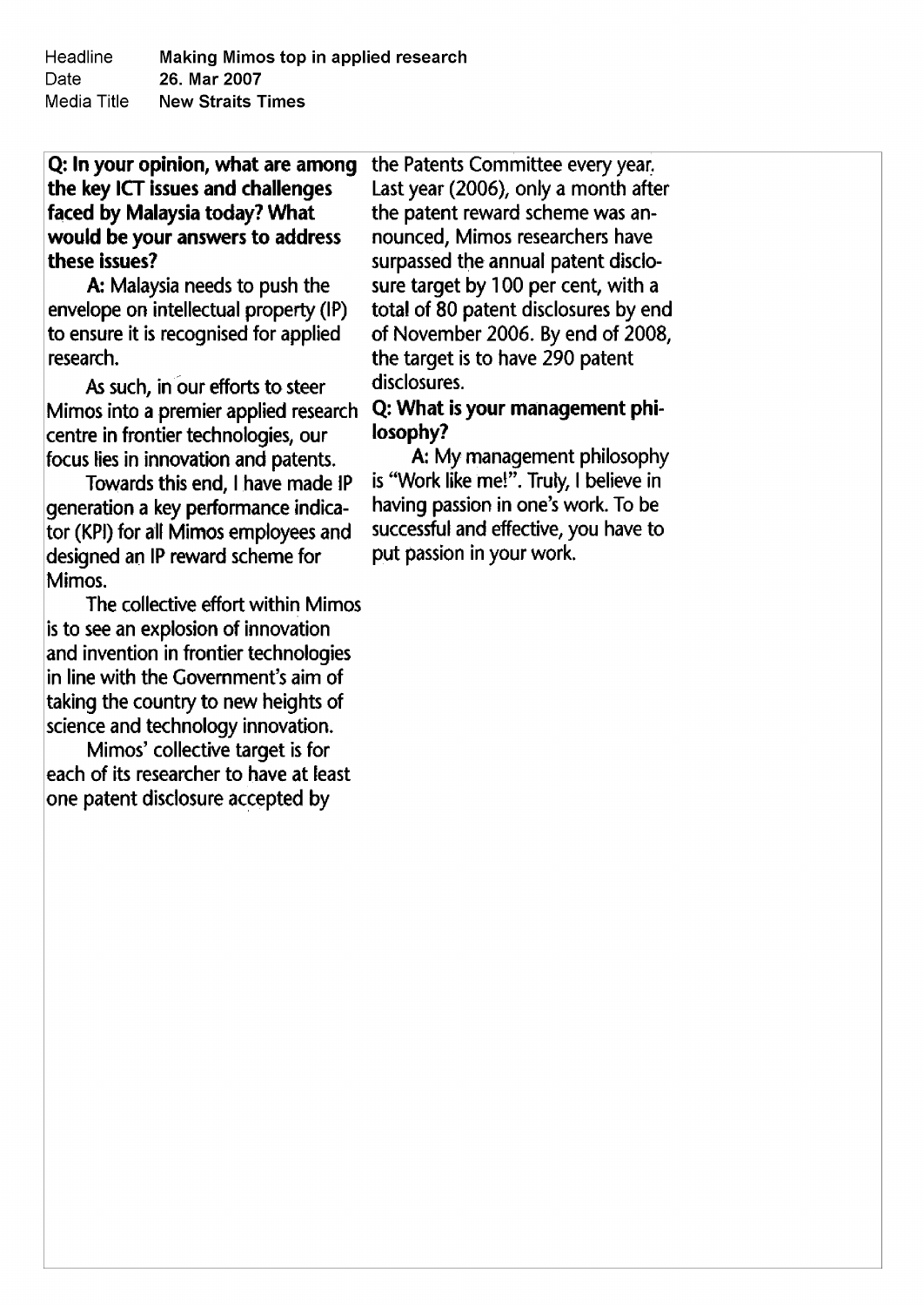**Q: In your opinion, what are among the key ICT issues and challenges faced by Malaysia today? What would be your answers to address these issues?**

**A:** Malaysia needs to push the envelope on intellectual property (IP) to ensure it is recognised for applied research.

As such, in our efforts to steer Mimos into a premier applied research centre in frontier technologies, our focus lies in innovation and patents.

Towards this end, I have made IP generation a key performance indicator (KPI) for all Mimos employees and designed an IP reward scheme for Mimos.

The collective effort within Mimos is to see an explosion of innovation and invention in frontier technologies in line with the Government's aim of taking the country to new heights of science and technology innovation.

Mimos' collective target is for each of its researcher to have at least one patent disclosure accepted by the Patents Committee every year. Last year (2006), only a month after the patent reward scheme was announced, Mimos researchers have surpassed the annual patent disclosure target by 100 per cent, with a total of 80 patent disclosures by end of November 2006. By end of 2008, the target is to have 290 patent disclosures.

**Q: What is your management philosophy?**

**A:** My management philosophy is "Work like me!". Truly, I believe in having passion in one's work. To be successful and effective, you have to put passion in your work.